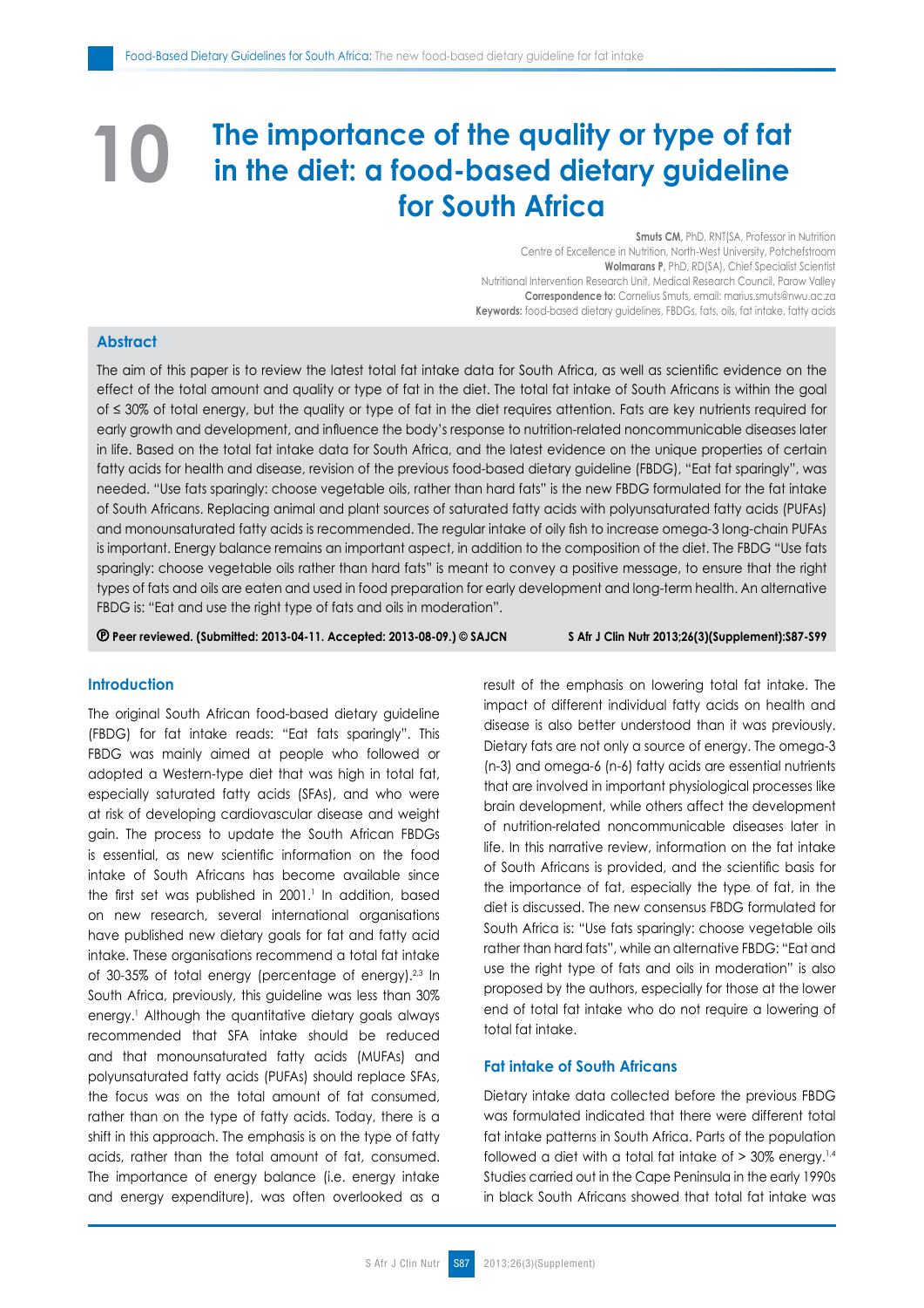# 10 The importance of the quality or type of fat in the diet: a food-based dietary guideline for South Africa

**Smuts CM**, PhD, RNT(SA, Professor in Nutrition
Centre of Excellence in Nutrition, North-West University, Potchefstroom
**Wolmarans P**, PhD, RD(SA), Chief Specialist Scientist
Nutritional Intervention Research Unit, Medical Research Council, Parow Valley
**Correspondence to:** Cornelius Smuts, email: marius.smuts@nwu.ac.za
**Keywords:** food-based dietary guidelines, FBDGs, fats, oils, fat intake, fatty acids

## Abstract

The aim of this paper is to review the latest total fat intake data for South Africa, as well as scientific evidence on the effect of the total amount and quality or type of fat in the diet. The total fat intake of South Africans is within the goal of ≤ 30% of total energy, but the quality or type of fat in the diet requires attention. Fats are key nutrients required for early growth and development, and influence the body's response to nutrition-related noncommunicable diseases later in life. Based on the total fat intake data for South Africa, and the latest evidence on the unique properties of certain fatty acids for health and disease, revision of the previous food-based dietary guideline (FBDG), "Eat fat sparingly", was needed. "Use fats sparingly: choose vegetable oils, rather than hard fats" is the new FBDG formulated for the fat intake of South Africans. Replacing animal and plant sources of saturated fatty acids with polyunsaturated fatty acids (PUFAs) and monounsaturated fatty acids is recommended. The regular intake of oily fish to increase omega-3 long-chain PUFAs is important. Energy balance remains an important aspect, in addition to the composition of the diet. The FBDG "Use fats sparingly: choose vegetable oils rather than hard fats" is meant to convey a positive message, to ensure that the right types of fats and oils are eaten and used in food preparation for early development and long-term health. An alternative FBDG is: "Eat and use the right type of fats and oils in moderation".

**Ⓟ Peer reviewed. (Submitted: 2013-04-11. Accepted: 2013-08-09.) © SAJCN** **S Afr J Clin Nutr 2013;26(3)(Supplement):S87-S99**

## Introduction

The original South African food-based dietary guideline (FBDG) for fat intake reads: "Eat fats sparingly". This FBDG was mainly aimed at people who followed or adopted a Western-type diet that was high in total fat, especially saturated fatty acids (SFAs), and who were at risk of developing cardiovascular disease and weight gain. The process to update the South African FBDGs is essential, as new scientific information on the food intake of South Africans has become available since the first set was published in 2001.[1] In addition, based on new research, several international organisations have published new dietary goals for fat and fatty acid intake. These organisations recommend a total fat intake of 30-35% of total energy (percentage of energy).[2,3] In South Africa, previously, this guideline was less than 30% energy.[1] Although the quantitative dietary goals always recommended that SFA intake should be reduced and that monounsaturated fatty acids (MUFAs) and polyunsaturated fatty acids (PUFAs) should replace SFAs, the focus was on the total amount of fat consumed, rather than on the type of fatty acids. Today, there is a shift in this approach. The emphasis is on the type of fatty acids, rather than the total amount of fat, consumed. The importance of energy balance (i.e. energy intake and energy expenditure), was often overlooked as a result of the emphasis on lowering total fat intake. The impact of different individual fatty acids on health and disease is also better understood than it was previously. Dietary fats are not only a source of energy. The omega-3 (n-3) and omega-6 (n-6) fatty acids are essential nutrients that are involved in important physiological processes like brain development, while others affect the development of nutrition-related noncommunicable diseases later in life. In this narrative review, information on the fat intake of South Africans is provided, and the scientific basis for the importance of fat, especially the type of fat, in the diet is discussed. The new consensus FBDG formulated for South Africa is: "Use fats sparingly: choose vegetable oils rather than hard fats", while an alternative FBDG: "Eat and use the right type of fats and oils in moderation" is also proposed by the authors, especially for those at the lower end of total fat intake who do not require a lowering of total fat intake.

## Fat intake of South Africans

Dietary intake data collected before the previous FBDG was formulated indicated that there were different total fat intake patterns in South Africa. Parts of the population followed a diet with a total fat intake of > 30% energy.[1,4] Studies carried out in the Cape Peninsula in the early 1990s in black South Africans showed that total fat intake was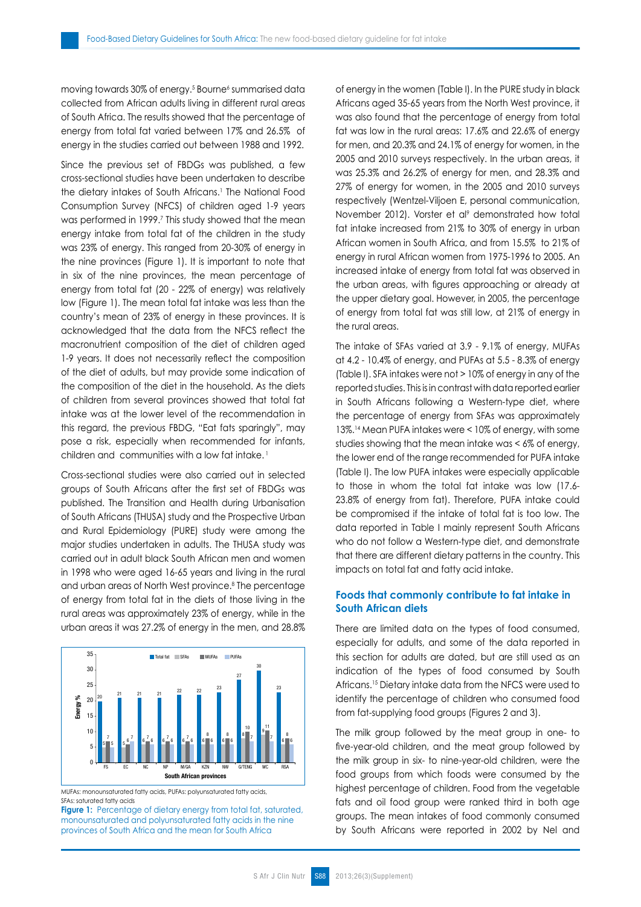moving towards 30% of energy.[5] Bourne[6] summarised data collected from African adults living in different rural areas of South Africa. The results showed that the percentage of energy from total fat varied between 17% and 26.5% of energy in the studies carried out between 1988 and 1992.

Since the previous set of FBDGs was published, a few cross-sectional studies have been undertaken to describe the dietary intakes of South Africans.[1] The National Food Consumption Survey (NFCS) of children aged 1-9 years was performed in 1999.[7] This study showed that the mean energy intake from total fat of the children in the study was 23% of energy. This ranged from 20-30% of energy in the nine provinces (Figure 1). It is important to note that in six of the nine provinces, the mean percentage of energy from total fat (20 - 22% of energy) was relatively low (Figure 1). The mean total fat intake was less than the country's mean of 23% of energy in these provinces. It is acknowledged that the data from the NFCS reflect the macronutrient composition of the diet of children aged 1-9 years. It does not necessarily reflect the composition of the diet of adults, but may provide some indication of the composition of the diet in the household. As the diets of children from several provinces showed that total fat intake was at the lower level of the recommendation in this regard, the previous FBDG, "Eat fats sparingly", may pose a risk, especially when recommended for infants, children and communities with a low fat intake.[1]

Cross-sectional studies were also carried out in selected groups of South Africans after the first set of FBDGs was published. The Transition and Health during Urbanisation of South Africans (THUSA) study and the Prospective Urban and Rural Epidemiology (PURE) study were among the major studies undertaken in adults. The THUSA study was carried out in adult black South African men and women in 1998 who were aged 16-65 years and living in the rural and urban areas of North West province.[8] The percentage of energy from total fat in the diets of those living in the rural areas was approximately 23% of energy, while in the urban areas it was 27.2% of energy in the men, and 28.8% of energy in the women (Table I). In the PURE study in black Africans aged 35-65 years from the North West province, it was also found that the percentage of energy from total fat was low in the rural areas: 17.6% and 22.6% of energy for men, and 20.3% and 24.1% of energy for women, in the 2005 and 2010 surveys respectively. In the urban areas, it was 25.3% and 26.2% of energy for men, and 28.3% and 27% of energy for women, in the 2005 and 2010 surveys respectively (Wentzel-Viljoen E, personal communication, November 2012). Vorster et al[9] demonstrated how total fat intake increased from 21% to 30% of energy in urban African women in South Africa, and from 15.5% to 21% of energy in rural African women from 1975-1996 to 2005. An increased intake of energy from total fat was observed in the urban areas, with figures approaching or already at the upper dietary goal. However, in 2005, the percentage of energy from total fat was still low, at 21% of energy in the rural areas.

| Province | Total fat | SFAs | MUFAs | PUFAs |
|---|---|---|---|---|
| FS | 20 | 5 | 7 | 5 |
| EC | 21 | 5 | 6 | 7 |
| NC | 21 | 6 | 7 | 6 |
| NP | 21 | 6 | 7 | 6 |
| M/GA | 22 | 6 | 7 | 6 |
| KZN | 22 | 6 | 8 | 6 |
| NW | 23 | 6 | 8 | 6 |
| G/TENG | 27 | 8 | 10 | 7 |
| WC | 30 | 9 | 11 | 7 |
| RSA | 23 | 6 | 8 | 6 |

MUFAs: monounsaturated fatty acids, PUFAs: polyunsaturated fatty acids, SFAs: saturated fatty acids

**Figure 1:** Percentage of dietary energy from total fat, saturated, monounsaturated and polyunsaturated fatty acids in the nine provinces of South Africa and the mean for South Africa

The intake of SFAs varied at 3.9 - 9.1% of energy, MUFAs at 4.2 - 10.4% of energy, and PUFAs at 5.5 - 8.3% of energy (Table I). SFA intakes were not > 10% of energy in any of the reported studies. This is in contrast with data reported earlier in South Africans following a Western-type diet, where the percentage of energy from SFAs was approximately 13%.[14] Mean PUFA intakes were < 10% of energy, with some studies showing that the mean intake was < 6% of energy, the lower end of the range recommended for PUFA intake (Table I). The low PUFA intakes were especially applicable to those in whom the total fat intake was low (17.6-23.8% of energy from fat). Therefore, PUFA intake could be compromised if the intake of total fat is too low. The data reported in Table I mainly represent South Africans who do not follow a Western-type diet, and demonstrate that there are different dietary patterns in the country. This impacts on total fat and fatty acid intake.

## Foods that commonly contribute to fat intake in South African diets

There are limited data on the types of food consumed, especially for adults, and some of the data reported in this section for adults are dated, but are still used as an indication of the types of food consumed by South Africans.[15] Dietary intake data from the NFCS were used to identify the percentage of children who consumed food from fat-supplying food groups (Figures 2 and 3).

The milk group followed by the meat group in one- to five-year-old children, and the meat group followed by the milk group in six- to nine-year-old children, were the food groups from which foods were consumed by the highest percentage of children. Food from the vegetable fats and oil food group were ranked third in both age groups. The mean intakes of food commonly consumed by South Africans were reported in 2002 by Nel and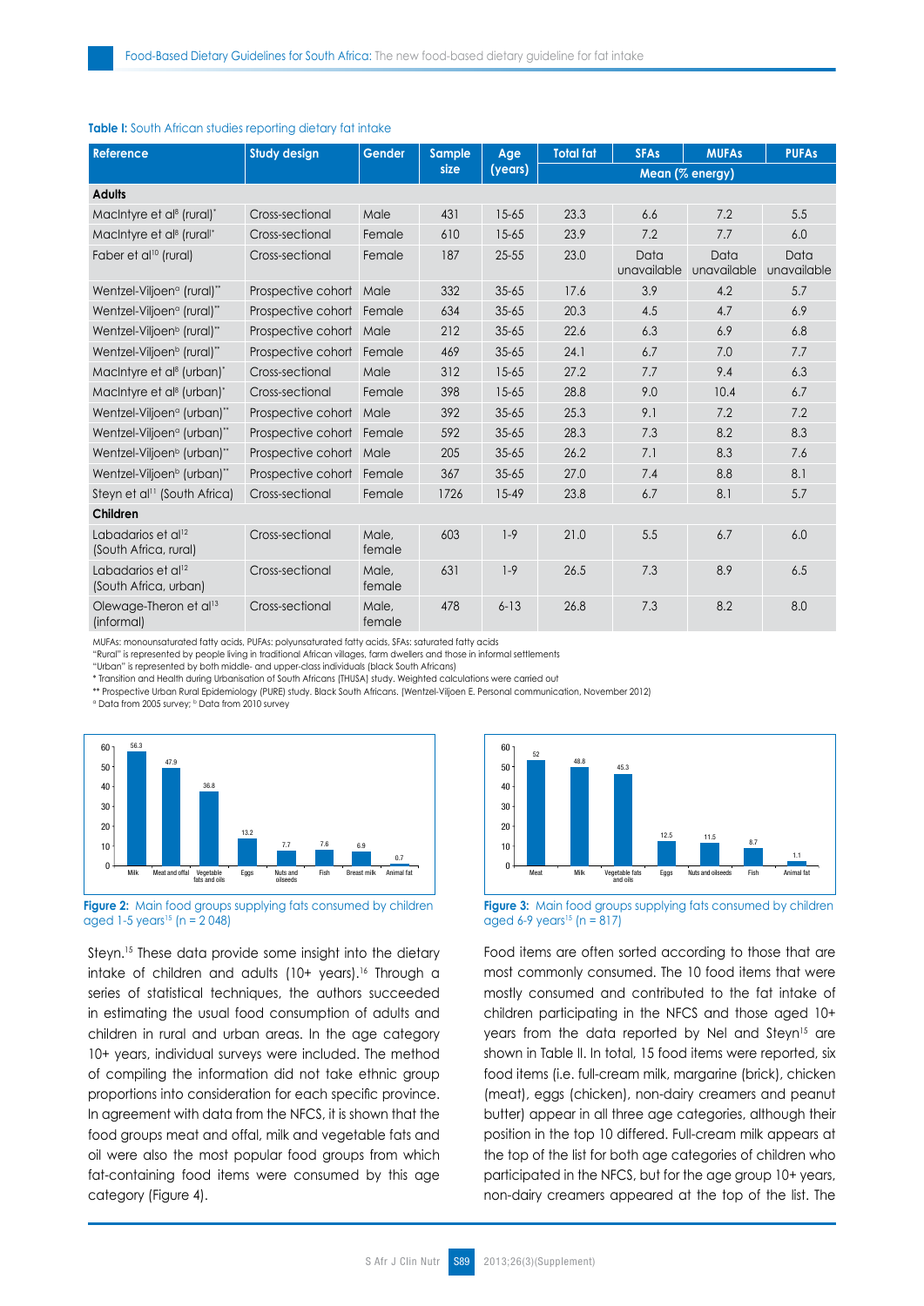**Table I:** South African studies reporting dietary fat intake

| Reference | Study design | Gender | Sample size | Age (years) | Total fat | SFAs | MUFAs | PUFAs |
|---|---|---|---|---|---|---|---|---|
| | | | | | Mean (% energy) | | | |
| **Adults** | | | | | | | | |
| MacIntyre et al[8] (rural)* | Cross-sectional | Male | 431 | 15-65 | 23.3 | 6.6 | 7.2 | 5.5 |
| MacIntyre et al[8] (rural* | Cross-sectional | Female | 610 | 15-65 | 23.9 | 7.2 | 7.7 | 6.0 |
| Faber et al[10] (rural) | Cross-sectional | Female | 187 | 25-55 | 23.0 | Data unavailable | Data unavailable | Data unavailable |
| Wentzel-Viljoen[a] (rural)** | Prospective cohort | Male | 332 | 35-65 | 17.6 | 3.9 | 4.2 | 5.7 |
| Wentzel-Viljoen[a] (rural)** | Prospective cohort | Female | 634 | 35-65 | 20.3 | 4.5 | 4.7 | 6.9 |
| Wentzel-Viljoen[b] (rural)** | Prospective cohort | Male | 212 | 35-65 | 22.6 | 6.3 | 6.9 | 6.8 |
| Wentzel-Viljoen[b] (rural)** | Prospective cohort | Female | 469 | 35-65 | 24.1 | 6.7 | 7.0 | 7.7 |
| MacIntyre et al[8] (urban)* | Cross-sectional | Male | 312 | 15-65 | 27.2 | 7.7 | 9.4 | 6.3 |
| MacIntyre et al[8] (urban)* | Cross-sectional | Female | 398 | 15-65 | 28.8 | 9.0 | 10.4 | 6.7 |
| Wentzel-Viljoen[a] (urban)** | Prospective cohort | Male | 392 | 35-65 | 25.3 | 9.1 | 7.2 | 7.2 |
| Wentzel-Viljoen[a] (urban)** | Prospective cohort | Female | 592 | 35-65 | 28.3 | 7.3 | 8.2 | 8.3 |
| Wentzel-Viljoen[b] (urban)** | Prospective cohort | Male | 205 | 35-65 | 26.2 | 7.1 | 8.3 | 7.6 |
| Wentzel-Viljoen[b] (urban)** | Prospective cohort | Female | 367 | 35-65 | 27.0 | 7.4 | 8.8 | 8.1 |
| Steyn et al[11] (South Africa) | Cross-sectional | Female | 1726 | 15-49 | 23.8 | 6.7 | 8.1 | 5.7 |
| **Children** | | | | | | | | |
| Labadarios et al[12] (South Africa, rural) | Cross-sectional | Male, female | 603 | 1-9 | 21.0 | 5.5 | 6.7 | 6.0 |
| Labadarios et al[12] (South Africa, urban) | Cross-sectional | Male, female | 631 | 1-9 | 26.5 | 7.3 | 8.9 | 6.5 |
| Olewage-Theron et al[13] (informal) | Cross-sectional | Male, female | 478 | 6-13 | 26.8 | 7.3 | 8.2 | 8.0 |

MUFAs: monounsaturated fatty acids, PUFAs: polyunsaturated fatty acids, SFAs: saturated fatty acids
"Rural" is represented by people living in traditional African villages, farm dwellers and those in informal settlements
"Urban" is represented by both middle- and upper-class individuals (black South Africans)
* Transition and Health during Urbanisation of South Africans (THUSA) study. Weighted calculations were carried out
** Prospective Urban Rural Epidemiology (PURE) study. Black South Africans. (Wentzel-Viljoen E. Personal communication, November 2012)
[a] Data from 2005 survey; [b] Data from 2010 survey

| Food group | % |
|---|---|
| Milk | 56.3 |
| Meat and offal | 47.9 |
| Vegetable fats and oils | 36.8 |
| Eggs | 13.2 |
| Nuts and oilseeds | 7.7 |
| Fish | 7.6 |
| Breast milk | 6.9 |
| Animal fat | 0.7 |

**Figure 2:** Main food groups supplying fats consumed by children aged 1-5 years[15] (n = 2 048)

| Food group | % |
|---|---|
| Meat | 52 |
| Milk | 48.8 |
| Vegetable fats and oils | 45.3 |
| Eggs | 12.5 |
| Nuts and oilseeds | 11.5 |
| Fish | 8.7 |
| Animal fat | 1.1 |

**Figure 3:** Main food groups supplying fats consumed by children aged 6-9 years[15] (n = 817)

Steyn.[15] These data provide some insight into the dietary intake of children and adults (10+ years).[16] Through a series of statistical techniques, the authors succeeded in estimating the usual food consumption of adults and children in rural and urban areas. In the age category 10+ years, individual surveys were included. The method of compiling the information did not take ethnic group proportions into consideration for each specific province. In agreement with data from the NFCS, it is shown that the food groups meat and offal, milk and vegetable fats and oil were also the most popular food groups from which fat-containing food items were consumed by this age category (Figure 4).

Food items are often sorted according to those that are most commonly consumed. The 10 food items that were mostly consumed and contributed to the fat intake of children participating in the NFCS and those aged 10+ years from the data reported by Nel and Steyn[15] are shown in Table II. In total, 15 food items were reported, six food items (i.e. full-cream milk, margarine (brick), chicken (meat), eggs (chicken), non-dairy creamers and peanut butter) appear in all three age categories, although their position in the top 10 differed. Full-cream milk appears at the top of the list for both age categories of children who participated in the NFCS, but for the age group 10+ years, non-dairy creamers appeared at the top of the list. The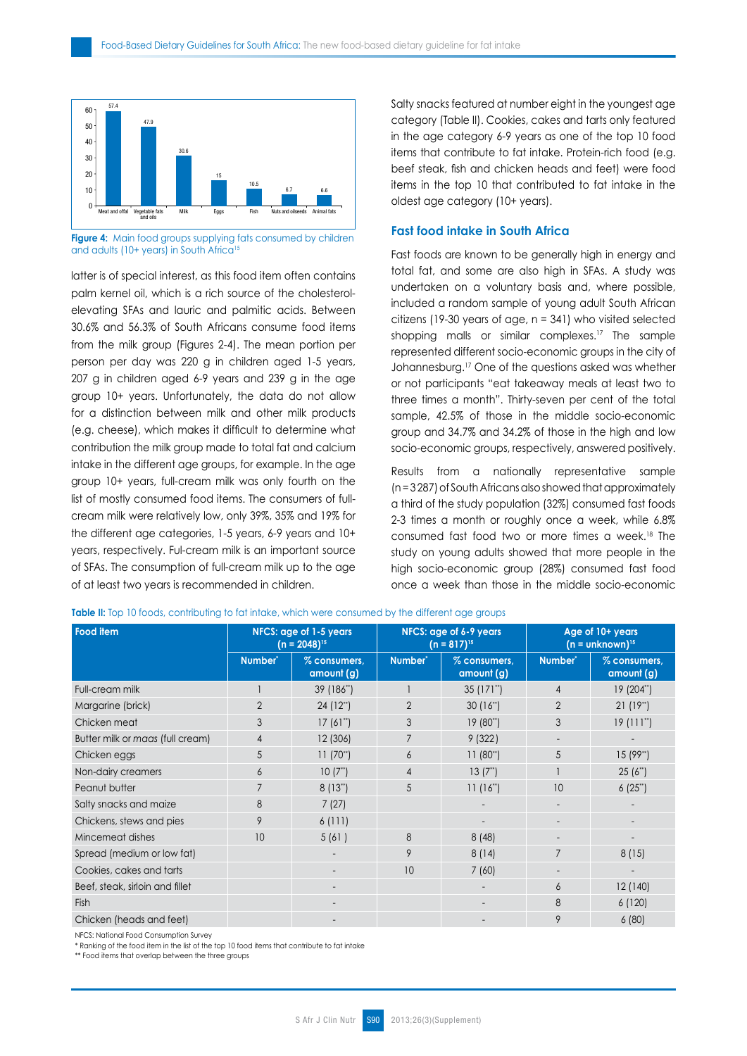Figure 4: Main food groups supplying fats consumed by children and adults (10+ years) in South Africa[15]

latter is of special interest, as this food item often contains palm kernel oil, which is a rich source of the cholesterol-elevating SFAs and lauric and palmitic acids. Between 30.6% and 56.3% of South Africans consume food items from the milk group (Figures 2-4). The mean portion per person per day was 220 g in children aged 1-5 years, 207 g in children aged 6-9 years and 239 g in the age group 10+ years. Unfortunately, the data do not allow for a distinction between milk and other milk products (e.g. cheese), which makes it difficult to determine what contribution the milk group made to total fat and calcium intake in the different age groups, for example. In the age group 10+ years, full-cream milk was only fourth on the list of mostly consumed food items. The consumers of full-cream milk were relatively low, only 39%, 35% and 19% for the different age categories, 1-5 years, 6-9 years and 10+ years, respectively. Ful-cream milk is an important source of SFAs. The consumption of full-cream milk up to the age of at least two years is recommended in children.

Salty snacks featured at number eight in the youngest age category (Table II). Cookies, cakes and tarts only featured in the age category 6-9 years as one of the top 10 food items that contribute to fat intake. Protein-rich food (e.g. beef steak, fish and chicken heads and feet) were food items in the top 10 that contributed to fat intake in the oldest age category (10+ years).

## Fast food intake in South Africa

Fast foods are known to be generally high in energy and total fat, and some are also high in SFAs. A study was undertaken on a voluntary basis and, where possible, included a random sample of young adult South African citizens (19-30 years of age, n = 341) who visited selected shopping malls or similar complexes.[17] The sample represented different socio-economic groups in the city of Johannesburg.[17] One of the questions asked was whether or not participants "eat takeaway meals at least two to three times a month". Thirty-seven per cent of the total sample, 42.5% of those in the middle socio-economic group and 34.7% and 34.2% of those in the high and low socio-economic groups, respectively, answered positively.

Results from a nationally representative sample (n = 3 287) of South Africans also showed that approximately a third of the study population (32%) consumed fast foods 2-3 times a month or roughly once a week, while 6.8% consumed fast food two or more times a week.[18] The study on young adults showed that more people in the high socio-economic group (28%) consumed fast food once a week than those in the middle socio-economic

**Table II:** Top 10 foods, contributing to fat intake, which were consumed by the different age groups

| Food item | NFCS: age of 1-5 years (n = 2048)[15] | | NFCS: age of 6-9 years (n = 817)[15] | | Age of 10+ years (n = unknown)[15] | |
|---|---|---|---|---|---|---|
| | Number* | % consumers, amount (g) | Number* | % consumers, amount (g) | Number* | % consumers, amount (g) |
| Full-cream milk | 1 | 39 (186**) | 1 | 35 (171**) | 4 | 19 (204**) |
| Margarine (brick) | 2 | 24 (12**) | 2 | 30 (16**) | 2 | 21 (19**) |
| Chicken meat | 3 | 17 (61**) | 3 | 19 (80**) | 3 | 19 (111**) |
| Butter milk or *maas* (full cream) | 4 | 12 (306) | 7 | 9 (322) | - | - |
| Chicken eggs | 5 | 11 (70**) | 6 | 11 (80**) | 5 | 15 (99**) |
| Non-dairy creamers | 6 | 10 (7**) | 4 | 13 (7**) | 1 | 25 (6**) |
| Peanut butter | 7 | 8 (13**) | 5 | 11 (16**) | 10 | 6 (25**) |
| Salty snacks and maize | 8 | 7 (27) | | - | - | - |
| Chickens, stews and pies | 9 | 6 (111) | | - | - | - |
| Mincemeat dishes | 10 | 5 (61 ) | 8 | 8 (48) | - | - |
| Spread (medium or low fat) | | - | 9 | 8 (14) | 7 | 8 (15) |
| Cookies, cakes and tarts | | - | 10 | 7 (60) | - | - |
| Beef, steak, sirloin and fillet | | - | | - | 6 | 12 (140) |
| Fish | | - | | - | 8 | 6 (120) |
| Chicken (heads and feet) | | - | | - | 9 | 6 (80) |

NFCS: National Food Consumption Survey
\* Ranking of the food item in the list of the top 10 food items that contribute to fat intake
\*\* Food items that overlap between the three groups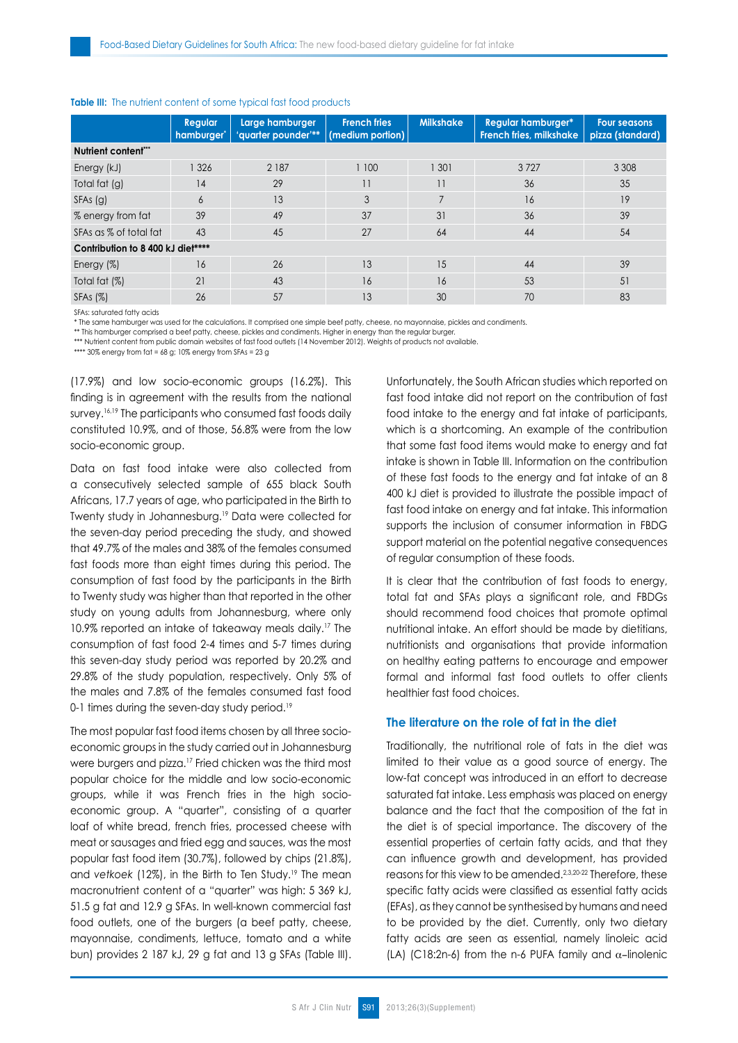**Table III:** The nutrient content of some typical fast food products

| | Regular hamburger* | Large hamburger 'quarter pounder'** | French fries (medium portion) | Milkshake | Regular hamburger* French fries, milkshake | Four seasons pizza (standard) |
|---|---|---|---|---|---|---|
| **Nutrient content*** ** | | | | | | |
| Energy (kJ) | 1 326 | 2 187 | 1 100 | 1 301 | 3 727 | 3 308 |
| Total fat (g) | 14 | 29 | 11 | 11 | 36 | 35 |
| SFAs (g) | 6 | 13 | 3 | 7 | 16 | 19 |
| % energy from fat | 39 | 49 | 37 | 31 | 36 | 39 |
| SFAs as % of total fat | 43 | 45 | 27 | 64 | 44 | 54 |
| **Contribution to 8 400 kJ diet******** | | | | | | |
| Energy (%) | 16 | 26 | 13 | 15 | 44 | 39 |
| Total fat (%) | 21 | 43 | 16 | 16 | 53 | 51 |
| SFAs (%) | 26 | 57 | 13 | 30 | 70 | 83 |

SFAs: saturated fatty acids

\* The same hamburger was used for the calculations. It comprised one simple beef patty, cheese, no mayonnaise, pickles and condiments.

\*\* This hamburger comprised a beef patty, cheese, pickles and condiments. Higher in energy than the regular burger.

\*\*\* Nutrient content from public domain websites of fast food outlets (14 November 2012). Weights of products not available.

\*\*\*\* 30% energy from fat = 68 g; 10% energy from SFAs = 23 g

(17.9%) and low socio-economic groups (16.2%). This finding is in agreement with the results from the national survey.[16,19] The participants who consumed fast foods daily constituted 10.9%, and of those, 56.8% were from the low socio-economic group.

Data on fast food intake were also collected from a consecutively selected sample of 655 black South Africans, 17.7 years of age, who participated in the Birth to Twenty study in Johannesburg.[19] Data were collected for the seven-day period preceding the study, and showed that 49.7% of the males and 38% of the females consumed fast foods more than eight times during this period. The consumption of fast food by the participants in the Birth to Twenty study was higher than that reported in the other study on young adults from Johannesburg, where only 10.9% reported an intake of takeaway meals daily.[17] The consumption of fast food 2-4 times and 5-7 times during this seven-day study period was reported by 20.2% and 29.8% of the study population, respectively. Only 5% of the males and 7.8% of the females consumed fast food 0-1 times during the seven-day study period.[19]

The most popular fast food items chosen by all three socio-economic groups in the study carried out in Johannesburg were burgers and pizza.[17] Fried chicken was the third most popular choice for the middle and low socio-economic groups, while it was French fries in the high socio-economic group. A "quarter", consisting of a quarter loaf of white bread, french fries, processed cheese with meat or sausages and fried egg and sauces, was the most popular fast food item (30.7%), followed by chips (21.8%), and *vetkoek* (12%), in the Birth to Ten Study.[19] The mean macronutrient content of a "quarter" was high: 5 369 kJ, 51.5 g fat and 12.9 g SFAs. In well-known commercial fast food outlets, one of the burgers (a beef patty, cheese, mayonnaise, condiments, lettuce, tomato and a white bun) provides 2 187 kJ, 29 g fat and 13 g SFAs (Table III).

Unfortunately, the South African studies which reported on fast food intake did not report on the contribution of fast food intake to the energy and fat intake of participants, which is a shortcoming. An example of the contribution that some fast food items would make to energy and fat intake is shown in Table III. Information on the contribution of these fast foods to the energy and fat intake of an 8 400 kJ diet is provided to illustrate the possible impact of fast food intake on energy and fat intake. This information supports the inclusion of consumer information in FBDG support material on the potential negative consequences of regular consumption of these foods.

It is clear that the contribution of fast foods to energy, total fat and SFAs plays a significant role, and FBDGs should recommend food choices that promote optimal nutritional intake. An effort should be made by dietitians, nutritionists and organisations that provide information on healthy eating patterns to encourage and empower formal and informal fast food outlets to offer clients healthier fast food choices.

## The literature on the role of fat in the diet

Traditionally, the nutritional role of fats in the diet was limited to their value as a good source of energy. The low-fat concept was introduced in an effort to decrease saturated fat intake. Less emphasis was placed on energy balance and the fact that the composition of the fat in the diet is of special importance. The discovery of the essential properties of certain fatty acids, and that they can influence growth and development, has provided reasons for this view to be amended.[2,3,20-22] Therefore, these specific fatty acids were classified as essential fatty acids (EFAs), as they cannot be synthesised by humans and need to be provided by the diet. Currently, only two dietary fatty acids are seen as essential, namely linoleic acid (LA) (C18:2n-6) from the n-6 PUFA family and $\alpha$-linolenic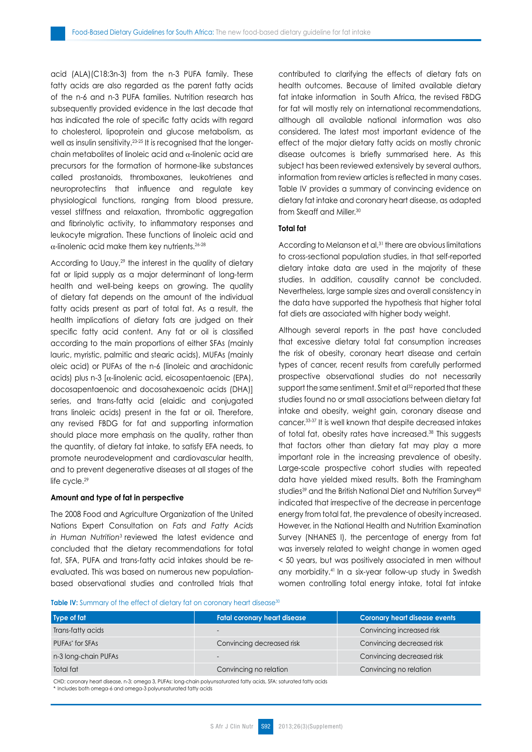acid (ALA)(C18:3n-3) from the n-3 PUFA family. These fatty acids are also regarded as the parent fatty acids of the n-6 and n-3 PUFA families. Nutrition research has subsequently provided evidence in the last decade that has indicated the role of specific fatty acids with regard to cholesterol, lipoprotein and glucose metabolism, as well as insulin sensitivity.[23-25] It is recognised that the longer-chain metabolites of linoleic acid and α-linolenic acid are precursors for the formation of hormone-like substances called prostanoids, thromboxanes, leukotrienes and neuroprotectins that influence and regulate key physiological functions, ranging from blood pressure, vessel stiffness and relaxation, thrombotic aggregation and fibrinolytic activity, to inflammatory responses and leukocyte migration. These functions of linoleic acid and α-linolenic acid make them key nutrients.[26-28]

According to Uauy,[29] the interest in the quality of dietary fat or lipid supply as a major determinant of long-term health and well-being keeps on growing. The quality of dietary fat depends on the amount of the individual fatty acids present as part of total fat. As a result, the health implications of dietary fats are judged on their specific fatty acid content. Any fat or oil is classified according to the main proportions of either SFAs (mainly lauric, myristic, palmitic and stearic acids), MUFAs (mainly oleic acid) or PUFAs of the n-6 (linoleic and arachidonic acids) plus n-3 [α-linolenic acid, eicosapentaenoic (EPA), docosapentaenoic and docosahexaenoic acids (DHA)] series, and trans-fatty acid (elaidic and conjugated trans linoleic acids) present in the fat or oil. Therefore, any revised FBDG for fat and supporting information should place more emphasis on the quality, rather than the quantity, of dietary fat intake, to satisfy EFA needs, to promote neurodevelopment and cardiovascular health, and to prevent degenerative diseases at all stages of the life cycle.[29]

### Amount and type of fat in perspective

The 2008 Food and Agriculture Organization of the United Nations Expert Consultation on *Fats and Fatty Acids in Human Nutrition*[3] reviewed the latest evidence and concluded that the dietary recommendations for total fat, SFA, PUFA and trans-fatty acid intakes should be re-evaluated. This was based on numerous new population-based observational studies and controlled trials that contributed to clarifying the effects of dietary fats on health outcomes. Because of limited available dietary fat intake information in South Africa, the revised FBDG for fat will mostly rely on international recommendations, although all available national information was also considered. The latest most important evidence of the effect of the major dietary fatty acids on mostly chronic disease outcomes is briefly summarised here. As this subject has been reviewed extensively by several authors, information from review articles is reflected in many cases. Table IV provides a summary of convincing evidence on dietary fat intake and coronary heart disease, as adapted from Skeaff and Miller.[30]

### Total fat

According to Melanson et al,[31] there are obvious limitations to cross-sectional population studies, in that self-reported dietary intake data are used in the majority of these studies. In addition, causality cannot be concluded. Nevertheless, large sample sizes and overall consistency in the data have supported the hypothesis that higher total fat diets are associated with higher body weight.

Although several reports in the past have concluded that excessive dietary total fat consumption increases the risk of obesity, coronary heart disease and certain types of cancer, recent results from carefully performed prospective observational studies do not necessarily support the same sentiment. Smit et al[32] reported that these studies found no or small associations between dietary fat intake and obesity, weight gain, coronary disease and cancer.[33-37] It is well known that despite decreased intakes of total fat, obesity rates have increased.[38] This suggests that factors other than dietary fat may play a more important role in the increasing prevalence of obesity. Large-scale prospective cohort studies with repeated data have yielded mixed results. Both the Framingham studies[39] and the British National Diet and Nutrition Survey[40] indicated that irrespective of the decrease in percentage energy from total fat, the prevalence of obesity increased. However, in the National Health and Nutrition Examination Survey (NHANES I), the percentage of energy from fat was inversely related to weight change in women aged < 50 years, but was positively associated in men without any morbidity.[41] In a six-year follow-up study in Swedish women controlling total energy intake, total fat intake

**Table IV:** Summary of the effect of dietary fat on coronary heart disease[30]

| Type of fat | Fatal coronary heart disease | Coronary heart disease events |
|---|---|---|
| Trans-fatty acids | - | Convincing increased risk |
| PUFAs* for SFAs | Convincing decreased risk | Convincing decreased risk |
| n-3 long-chain PUFAs | - | Convincing decreased risk |
| Total fat | Convincing no relation | Convincing no relation |

CHD: coronary heart disease, n-3: omega 3, PUFAs: long-chain polyunsaturated fatty acids, SFA: saturated fatty acids
*: Includes both omega-6 and omega-3 polyunsaturated fatty acids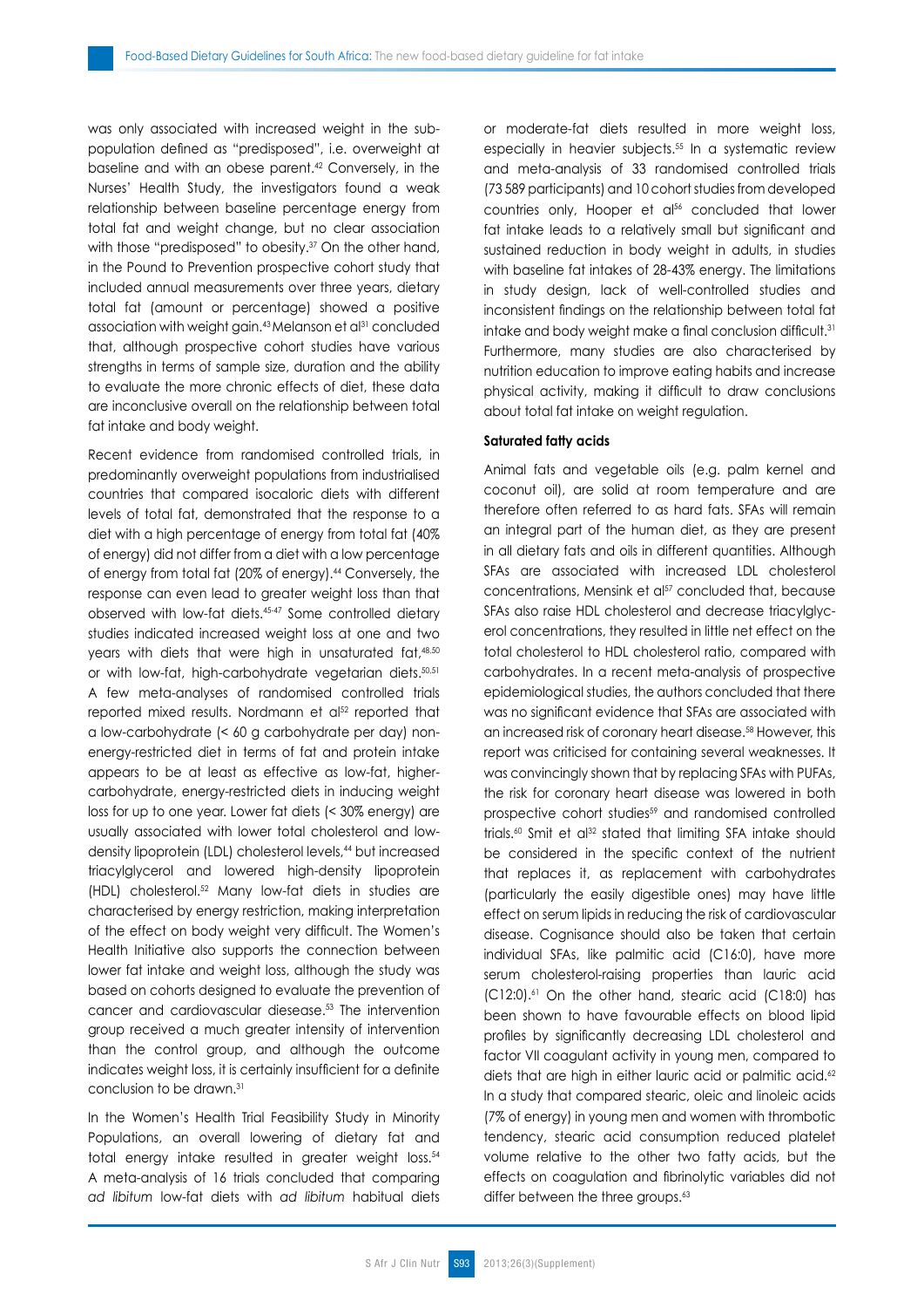was only associated with increased weight in the sub-population defined as "predisposed", i.e. overweight at baseline and with an obese parent.[42] Conversely, in the Nurses' Health Study, the investigators found a weak relationship between baseline percentage energy from total fat and weight change, but no clear association with those "predisposed" to obesity.[37] On the other hand, in the Pound to Prevention prospective cohort study that included annual measurements over three years, dietary total fat (amount or percentage) showed a positive association with weight gain.[43] Melanson et al[31] concluded that, although prospective cohort studies have various strengths in terms of sample size, duration and the ability to evaluate the more chronic effects of diet, these data are inconclusive overall on the relationship between total fat intake and body weight.

Recent evidence from randomised controlled trials, in predominantly overweight populations from industrialised countries that compared isocaloric diets with different levels of total fat, demonstrated that the response to a diet with a high percentage of energy from total fat (40% of energy) did not differ from a diet with a low percentage of energy from total fat (20% of energy).[44] Conversely, the response can even lead to greater weight loss than that observed with low-fat diets.[45-47] Some controlled dietary studies indicated increased weight loss at one and two years with diets that were high in unsaturated fat,[48,50] or with low-fat, high-carbohydrate vegetarian diets.[50,51] A few meta-analyses of randomised controlled trials reported mixed results. Nordmann et al[52] reported that a low-carbohydrate (< 60 g carbohydrate per day) non-energy-restricted diet in terms of fat and protein intake appears to be at least as effective as low-fat, higher-carbohydrate, energy-restricted diets in inducing weight loss for up to one year. Lower fat diets (< 30% energy) are usually associated with lower total cholesterol and low-density lipoprotein (LDL) cholesterol levels,[44] but increased triacylglycerol and lowered high-density lipoprotein (HDL) cholesterol.[52] Many low-fat diets in studies are characterised by energy restriction, making interpretation of the effect on body weight very difficult. The Women's Health Initiative also supports the connection between lower fat intake and weight loss, although the study was based on cohorts designed to evaluate the prevention of cancer and cardiovascular diesease.[53] The intervention group received a much greater intensity of intervention than the control group, and although the outcome indicates weight loss, it is certainly insufficient for a definite conclusion to be drawn.[31]

In the Women's Health Trial Feasibility Study in Minority Populations, an overall lowering of dietary fat and total energy intake resulted in greater weight loss.[54] A meta-analysis of 16 trials concluded that comparing *ad libitum* low-fat diets with *ad libitum* habitual diets or moderate-fat diets resulted in more weight loss, especially in heavier subjects.[55] In a systematic review and meta-analysis of 33 randomised controlled trials (73 589 participants) and 10 cohort studies from developed countries only, Hooper et al[56] concluded that lower fat intake leads to a relatively small but significant and sustained reduction in body weight in adults, in studies with baseline fat intakes of 28-43% energy. The limitations in study design, lack of well-controlled studies and inconsistent findings on the relationship between total fat intake and body weight make a final conclusion difficult.[31] Furthermore, many studies are also characterised by nutrition education to improve eating habits and increase physical activity, making it difficult to draw conclusions about total fat intake on weight regulation.

#### Saturated fatty acids

Animal fats and vegetable oils (e.g. palm kernel and coconut oil), are solid at room temperature and are therefore often referred to as hard fats. SFAs will remain an integral part of the human diet, as they are present in all dietary fats and oils in different quantities. Although SFAs are associated with increased LDL cholesterol concentrations, Mensink et al[57] concluded that, because SFAs also raise HDL cholesterol and decrease triacylglycerol concentrations, they resulted in little net effect on the total cholesterol to HDL cholesterol ratio, compared with carbohydrates. In a recent meta-analysis of prospective epidemiological studies, the authors concluded that there was no significant evidence that SFAs are associated with an increased risk of coronary heart disease.[58] However, this report was criticised for containing several weaknesses. It was convincingly shown that by replacing SFAs with PUFAs, the risk for coronary heart disease was lowered in both prospective cohort studies[59] and randomised controlled trials.[60] Smit et al[32] stated that limiting SFA intake should be considered in the specific context of the nutrient that replaces it, as replacement with carbohydrates (particularly the easily digestible ones) may have little effect on serum lipids in reducing the risk of cardiovascular disease. Cognisance should also be taken that certain individual SFAs, like palmitic acid (C16:0), have more serum cholesterol-raising properties than lauric acid (C12:0).[61] On the other hand, stearic acid (C18:0) has been shown to have favourable effects on blood lipid profiles by significantly decreasing LDL cholesterol and factor VII coagulant activity in young men, compared to diets that are high in either lauric acid or palmitic acid.[62] In a study that compared stearic, oleic and linoleic acids (7% of energy) in young men and women with thrombotic tendency, stearic acid consumption reduced platelet volume relative to the other two fatty acids, but the effects on coagulation and fibrinolytic variables did not differ between the three groups.[63]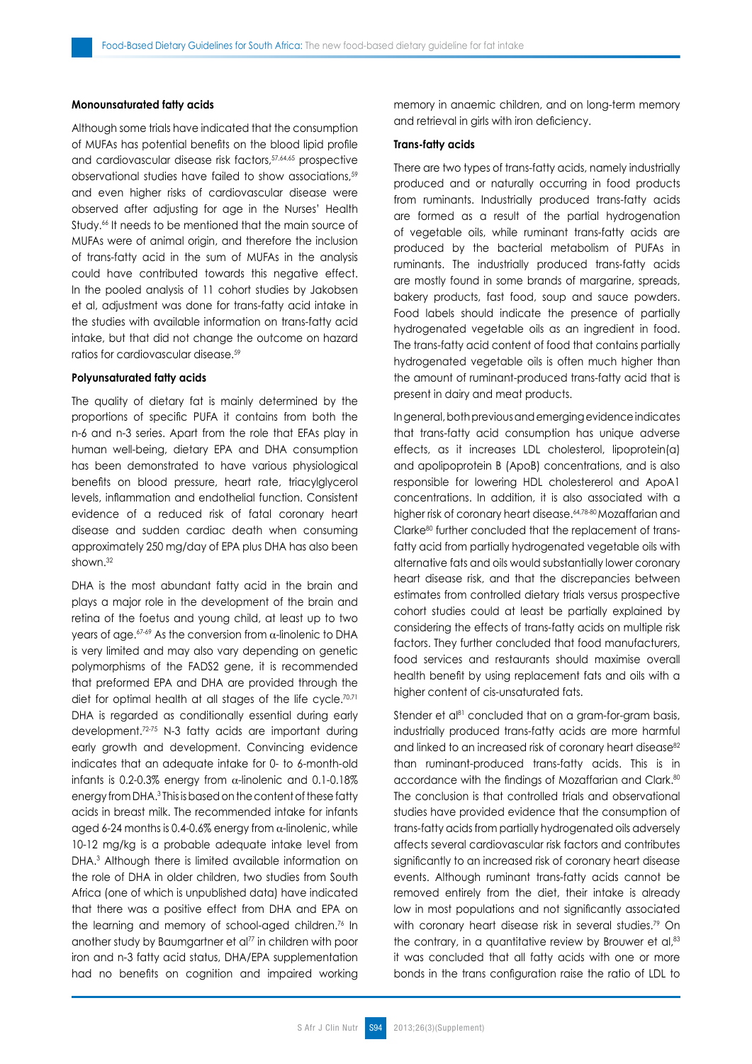#### Monounsaturated fatty acids

Although some trials have indicated that the consumption of MUFAs has potential benefits on the blood lipid profile and cardiovascular disease risk factors,[57,64,65] prospective observational studies have failed to show associations,[59] and even higher risks of cardiovascular disease were observed after adjusting for age in the Nurses' Health Study.[66] It needs to be mentioned that the main source of MUFAs were of animal origin, and therefore the inclusion of trans-fatty acid in the sum of MUFAs in the analysis could have contributed towards this negative effect. In the pooled analysis of 11 cohort studies by Jakobsen et al, adjustment was done for trans-fatty acid intake in the studies with available information on trans-fatty acid intake, but that did not change the outcome on hazard ratios for cardiovascular disease.[59]

#### Polyunsaturated fatty acids

The quality of dietary fat is mainly determined by the proportions of specific PUFA it contains from both the n-6 and n-3 series. Apart from the role that EFAs play in human well-being, dietary EPA and DHA consumption has been demonstrated to have various physiological benefits on blood pressure, heart rate, triacylglycerol levels, inflammation and endothelial function. Consistent evidence of a reduced risk of fatal coronary heart disease and sudden cardiac death when consuming approximately 250 mg/day of EPA plus DHA has also been shown.[32]

DHA is the most abundant fatty acid in the brain and plays a major role in the development of the brain and retina of the foetus and young child, at least up to two years of age.[67-69] As the conversion from $\alpha$-linolenic to DHA is very limited and may also vary depending on genetic polymorphisms of the FADS2 gene, it is recommended that preformed EPA and DHA are provided through the diet for optimal health at all stages of the life cycle.[70,71] DHA is regarded as conditionally essential during early development.[72-75] N-3 fatty acids are important during early growth and development. Convincing evidence indicates that an adequate intake for 0- to 6-month-old infants is 0.2-0.3% energy from $\alpha$-linolenic and 0.1-0.18% energy from DHA.[3] This is based on the content of these fatty acids in breast milk. The recommended intake for infants aged 6-24 months is 0.4-0.6% energy from $\alpha$-linolenic, while 10-12 mg/kg is a probable adequate intake level from DHA.[3] Although there is limited available information on the role of DHA in older children, two studies from South Africa (one of which is unpublished data) have indicated that there was a positive effect from DHA and EPA on the learning and memory of school-aged children.[76] In another study by Baumgartner et al[77] in children with poor iron and n-3 fatty acid status, DHA/EPA supplementation had no benefits on cognition and impaired working memory in anaemic children, and on long-term memory and retrieval in girls with iron deficiency.

#### Trans-fatty acids

There are two types of trans-fatty acids, namely industrially produced and or naturally occurring in food products from ruminants. Industrially produced trans-fatty acids are formed as a result of the partial hydrogenation of vegetable oils, while ruminant trans-fatty acids are produced by the bacterial metabolism of PUFAs in ruminants. The industrially produced trans-fatty acids are mostly found in some brands of margarine, spreads, bakery products, fast food, soup and sauce powders. Food labels should indicate the presence of partially hydrogenated vegetable oils as an ingredient in food. The trans-fatty acid content of food that contains partially hydrogenated vegetable oils is often much higher than the amount of ruminant-produced trans-fatty acid that is present in dairy and meat products.

In general, both previous and emerging evidence indicates that trans-fatty acid consumption has unique adverse effects, as it increases LDL cholesterol, lipoprotein(a) and apolipoprotein B (ApoB) concentrations, and is also responsible for lowering HDL cholesterol and ApoA1 concentrations. In addition, it is also associated with a higher risk of coronary heart disease.[64,78-80] Mozaffarian and Clarke[80] further concluded that the replacement of trans-fatty acid from partially hydrogenated vegetable oils with alternative fats and oils would substantially lower coronary heart disease risk, and that the discrepancies between estimates from controlled dietary trials versus prospective cohort studies could at least be partially explained by considering the effects of trans-fatty acids on multiple risk factors. They further concluded that food manufacturers, food services and restaurants should maximise overall health benefit by using replacement fats and oils with a higher content of cis-unsaturated fats.

Stender et al[81] concluded that on a gram-for-gram basis, industrially produced trans-fatty acids are more harmful and linked to an increased risk of coronary heart disease[82] than ruminant-produced trans-fatty acids. This is in accordance with the findings of Mozaffarian and Clark.[80] The conclusion is that controlled trials and observational studies have provided evidence that the consumption of trans-fatty acids from partially hydrogenated oils adversely affects several cardiovascular risk factors and contributes significantly to an increased risk of coronary heart disease events. Although ruminant trans-fatty acids cannot be removed entirely from the diet, their intake is already low in most populations and not significantly associated with coronary heart disease risk in several studies.[79] On the contrary, in a quantitative review by Brouwer et al,[83] it was concluded that all fatty acids with one or more bonds in the trans configuration raise the ratio of LDL to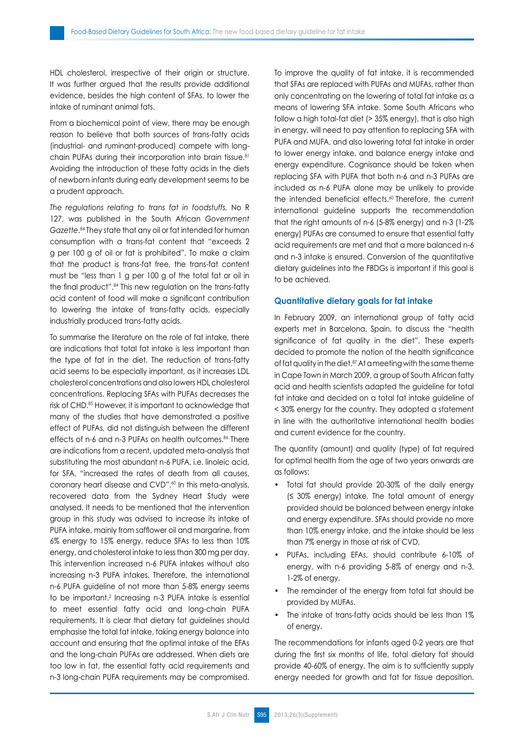HDL cholesterol, irrespective of their origin or structure. It was further argued that the results provide additional evidence, besides the high content of SFAs, to lower the intake of ruminant animal fats.

From a biochemical point of view, there may be enough reason to believe that both sources of trans-fatty acids (industrial- and ruminant-produced) compete with long-chain PUFAs during their incorporation into brain tissue.[81] Avoiding the introduction of these fatty acids in the diets of newborn infants during early development seems to be a prudent approach.

*The regulations relating to trans fat in foodstuffs,* No R 127, was published in the South African *Government Gazette*.[84] They state that any oil or fat intended for human consumption with a trans-fat content that "exceeds 2 g per 100 g of oil or fat is prohibited". To make a claim that the product is trans-fat free, the trans-fat content must be "less than 1 g per 100 g of the total fat or oil in the final product".[84] This new regulation on the trans-fatty acid content of food will make a significant contribution to lowering the intake of trans-fatty acids, especially industrially produced trans-fatty acids.

To summarise the literature on the role of fat intake, there are indications that total fat intake is less important than the type of fat in the diet. The reduction of trans-fatty acid seems to be especially important, as it increases LDL cholesterol concentrations and also lowers HDL cholesterol concentrations. Replacing SFAs with PUFAs decreases the risk of CHD.[85] However, it is important to acknowledge that many of the studies that have demonstrated a positive effect of PUFAs, did not distinguish between the different effects of n-6 and n-3 PUFAs on health outcomes.[86] There are indications from a recent, updated meta-analysis that substituting the most abundant n-6 PUFA, i.e. linoleic acid, for SFA, "increased the rates of death from all causes, coronary heart disease and CVD".[60] In this meta-analysis, recovered data from the Sydney Heart Study were analysed. It needs to be mentioned that the intervention group in this study was advised to increase its intake of PUFA intake, mainly from safflower oil and margarine, from 6% energy to 15% energy, reduce SFAs to less than 10% energy, and cholesterol intake to less than 300 mg per day. This intervention increased n-6 PUFA intakes without also increasing n-3 PUFA intakes. Therefore, the international n-6 PUFA guideline of not more than 5-8% energy seems to be important.[2] Increasing n-3 PUFA intake is essential to meet essential fatty acid and long-chain PUFA requirements. It is clear that dietary fat guidelines should emphasise the total fat intake, taking energy balance into account and ensuring that the optimal intake of the EFAs and the long-chain PUFAs are addressed. When diets are too low in fat, the essential fatty acid requirements and n-3 long-chain PUFA requirements may be compromised.

To improve the quality of fat intake, it is recommended that SFAs are replaced with PUFAs and MUFAs, rather than only concentrating on the lowering of total fat intake as a means of lowering SFA intake. Some South Africans who follow a high total-fat diet (> 35% energy), that is also high in energy, will need to pay attention to replacing SFA with PUFA and MUFA, and also lowering total fat intake in order to lower energy intake, and balance energy intake and energy expenditure. Cognisance should be taken when replacing SFA with PUFA that both n-6 and n-3 PUFAs are included as n-6 PUFA alone may be unlikely to provide the intended beneficial effects.[60] Therefore, the current international guideline supports the recommendation that the right amounts of n-6 (5-8% energy) and n-3 (1-2% energy) PUFAs are consumed to ensure that essential fatty acid requirements are met and that a more balanced n-6 and n-3 intake is ensured. Conversion of the quantitative dietary guidelines into the FBDGs is important if this goal is to be achieved.

### Quantitative dietary goals for fat intake

In February 2009, an international group of fatty acid experts met in Barcelona, Spain, to discuss the "health significance of fat quality in the diet". These experts decided to promote the notion of the health significance of fat quality in the diet.[87] At a meeting with the same theme in Cape Town in March 2009, a group of South African fatty acid and health scientists adapted the guideline for total fat intake and decided on a total fat intake guideline of < 30% energy for the country. They adopted a statement in line with the authoritative international health bodies and current evidence for the country.

The quantity (amount) and quality (type) of fat required for optimal health from the age of two years onwards are as follows:

- Total fat should provide 20-30% of the daily energy (≤ 30% energy) intake. The total amount of energy provided should be balanced between energy intake and energy expenditure. SFAs should provide no more than 10% energy intake, and the intake should be less than 7% energy in those at risk of CVD.
- PUFAs, including EFAs, should contribute 6-10% of energy, with n-6 providing 5-8% of energy and n-3, 1-2% of energy.
- The remainder of the energy from total fat should be provided by MUFAs.
- The intake of trans-fatty acids should be less than 1% of energy.

The recommendations for infants aged 0-2 years are that during the first six months of life, total dietary fat should provide 40-60% of energy. The aim is to sufficiently supply energy needed for growth and fat for tissue deposition.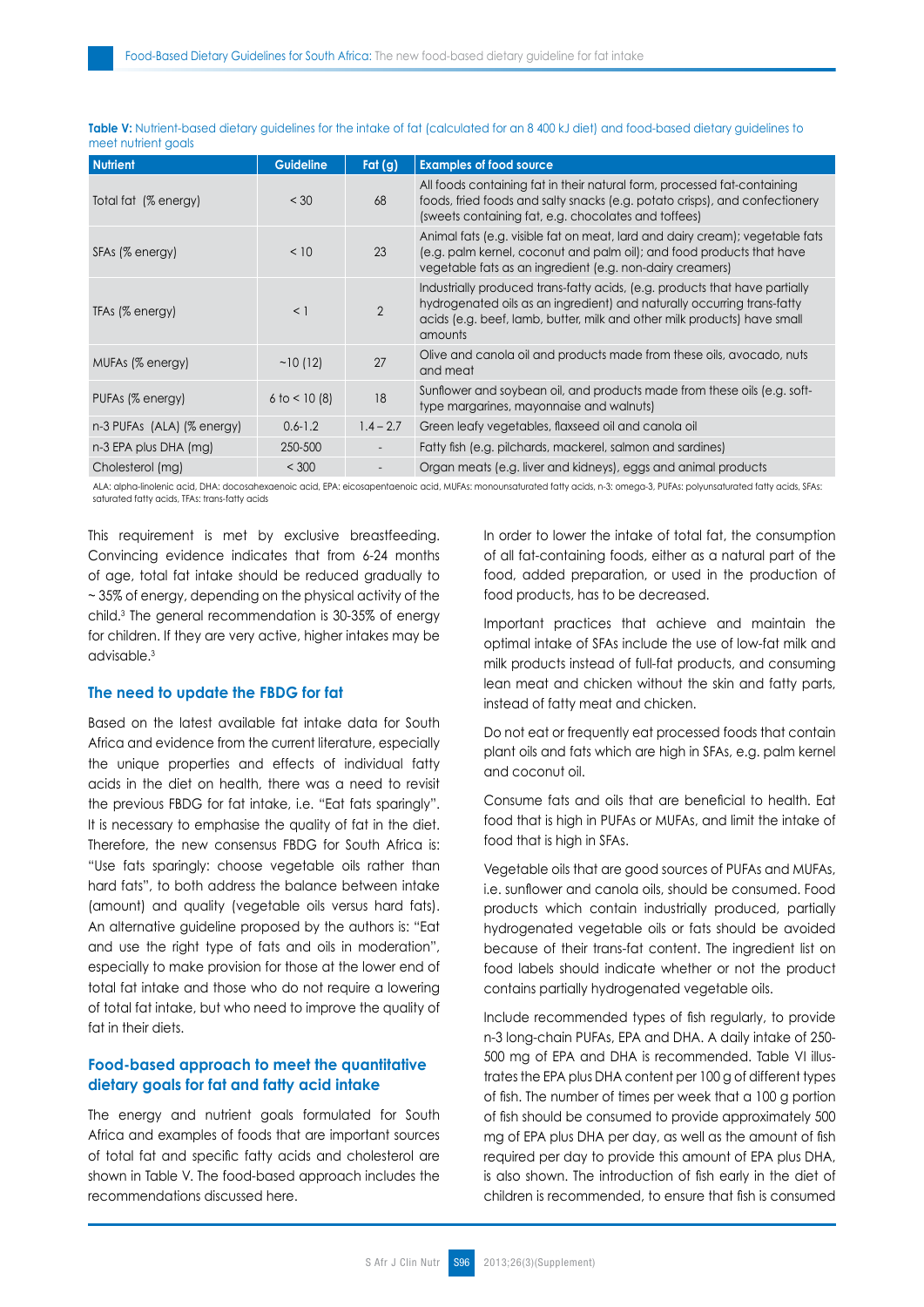**Table V:** Nutrient-based dietary guidelines for the intake of fat (calculated for an 8 400 kJ diet) and food-based dietary guidelines to meet nutrient goals

| Nutrient | Guideline | Fat (g) | Examples of food source |
|---|---|---|---|
| Total fat (% energy) | < 30 | 68 | All foods containing fat in their natural form, processed fat-containing foods, fried foods and salty snacks (e.g. potato crisps), and confectionery (sweets containing fat, e.g. chocolates and toffees) |
| SFAs (% energy) | < 10 | 23 | Animal fats (e.g. visible fat on meat, lard and dairy cream); vegetable fats (e.g. palm kernel, coconut and palm oil); and food products that have vegetable fats as an ingredient (e.g. non-dairy creamers) |
| TFAs (% energy) | < 1 | 2 | Industrially produced trans-fatty acids, (e.g. products that have partially hydrogenated oils as an ingredient) and naturally occurring trans-fatty acids (e.g. beef, lamb, butter, milk and other milk products) have small amounts |
| MUFAs (% energy) | ~10 (12) | 27 | Olive and canola oil and products made from these oils, avocado, nuts and meat |
| PUFAs (% energy) | 6 to < 10 (8) | 18 | Sunflower and soybean oil, and products made from these oils (e.g. soft-type margarines, mayonnaise and walnuts) |
| n-3 PUFAs (ALA) (% energy) | 0.6-1.2 | 1.4 – 2.7 | Green leafy vegetables, flaxseed oil and canola oil |
| n-3 EPA plus DHA (mg) | 250-500 | - | Fatty fish (e.g. pilchards, mackerel, salmon and sardines) |
| Cholesterol (mg) | < 300 | - | Organ meats (e.g. liver and kidneys), eggs and animal products |

ALA: alpha-linolenic acid, DHA: docosahexaenoic acid, EPA: eicosapentaenoic acid, MUFAs: monounsaturated fatty acids, n-3: omega-3, PUFAs: polyunsaturated fatty acids, SFAs: saturated fatty acids, TFAs: trans-fatty acids

This requirement is met by exclusive breastfeeding. Convincing evidence indicates that from 6-24 months of age, total fat intake should be reduced gradually to ~ 35% of energy, depending on the physical activity of the child.[3] The general recommendation is 30-35% of energy for children. If they are very active, higher intakes may be advisable.[3]

## The need to update the FBDG for fat

Based on the latest available fat intake data for South Africa and evidence from the current literature, especially the unique properties and effects of individual fatty acids in the diet on health, there was a need to revisit the previous FBDG for fat intake, i.e. "Eat fats sparingly". It is necessary to emphasise the quality of fat in the diet. Therefore, the new consensus FBDG for South Africa is: "Use fats sparingly: choose vegetable oils rather than hard fats", to both address the balance between intake (amount) and quality (vegetable oils versus hard fats). An alternative guideline proposed by the authors is: "Eat and use the right type of fats and oils in moderation", especially to make provision for those at the lower end of total fat intake and those who do not require a lowering of total fat intake, but who need to improve the quality of fat in their diets.

## Food-based approach to meet the quantitative dietary goals for fat and fatty acid intake

The energy and nutrient goals formulated for South Africa and examples of foods that are important sources of total fat and specific fatty acids and cholesterol are shown in Table V. The food-based approach includes the recommendations discussed here.

In order to lower the intake of total fat, the consumption of all fat-containing foods, either as a natural part of the food, added preparation, or used in the production of food products, has to be decreased.

Important practices that achieve and maintain the optimal intake of SFAs include the use of low-fat milk and milk products instead of full-fat products, and consuming lean meat and chicken without the skin and fatty parts, instead of fatty meat and chicken.

Do not eat or frequently eat processed foods that contain plant oils and fats which are high in SFAs, e.g. palm kernel and coconut oil.

Consume fats and oils that are beneficial to health. Eat food that is high in PUFAs or MUFAs, and limit the intake of food that is high in SFAs.

Vegetable oils that are good sources of PUFAs and MUFAs, i.e. sunflower and canola oils, should be consumed. Food products which contain industrially produced, partially hydrogenated vegetable oils or fats should be avoided because of their trans-fat content. The ingredient list on food labels should indicate whether or not the product contains partially hydrogenated vegetable oils.

Include recommended types of fish regularly, to provide n-3 long-chain PUFAs, EPA and DHA. A daily intake of 250-500 mg of EPA and DHA is recommended. Table VI illustrates the EPA plus DHA content per 100 g of different types of fish. The number of times per week that a 100 g portion of fish should be consumed to provide approximately 500 mg of EPA plus DHA per day, as well as the amount of fish required per day to provide this amount of EPA plus DHA, is also shown. The introduction of fish early in the diet of children is recommended, to ensure that fish is consumed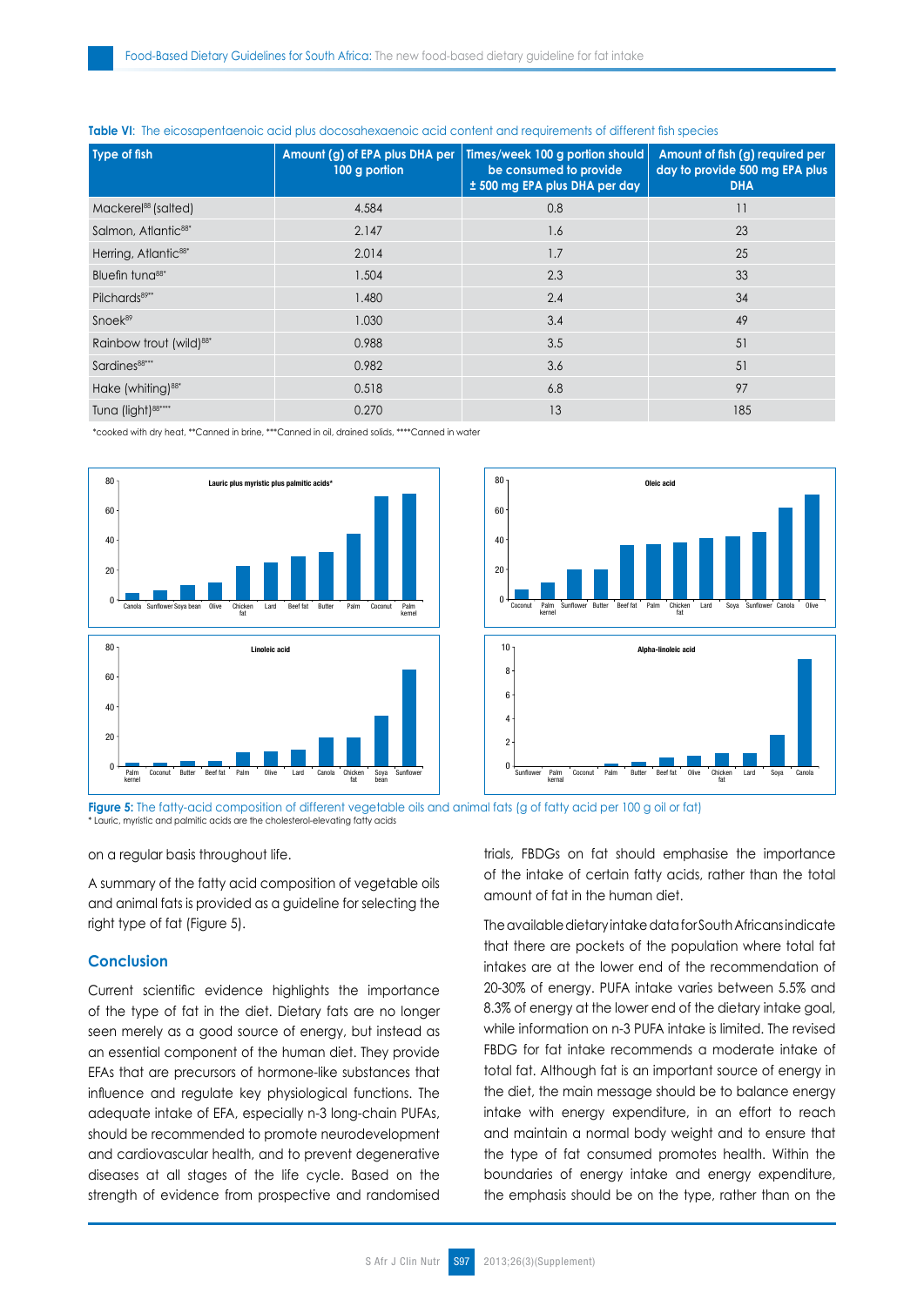**Table VI**: The eicosapentaenoic acid plus docosahexaenoic acid content and requirements of different fish species

| Type of fish | Amount (g) of EPA plus DHA per 100 g portion | Times/week 100 g portion should be consumed to provide ± 500 mg EPA plus DHA per day | Amount of fish (g) required per day to provide 500 mg EPA plus DHA |
|---|---|---|---|
| Mackerel[88] (salted) | 4.584 | 0.8 | 11 |
| Salmon, Atlantic[88*] | 2.147 | 1.6 | 23 |
| Herring, Atlantic[88*] | 2.014 | 1.7 | 25 |
| Bluefin tuna[88*] | 1.504 | 2.3 | 33 |
| Pilchards[89**] | 1.480 | 2.4 | 34 |
| Snoek[89] | 1.030 | 3.4 | 49 |
| Rainbow trout (wild)[88*] | 0.988 | 3.5 | 51 |
| Sardines[88***] | 0.982 | 3.6 | 51 |
| Hake (whiting)[88*] | 0.518 | 6.8 | 97 |
| Tuna (light)[88****] | 0.270 | 13 | 185 |

*cooked with dry heat, **Canned in brine, ***Canned in oil, drained solids, ****Canned in water

**Figure 5:** The fatty-acid composition of different vegetable oils and animal fats (g of fatty acid per 100 g oil or fat)
* Lauric, myristic and palmitic acids are the cholesterol-elevating fatty acids

on a regular basis throughout life.

A summary of the fatty acid composition of vegetable oils and animal fats is provided as a guideline for selecting the right type of fat (Figure 5).

## Conclusion

Current scientific evidence highlights the importance of the type of fat in the diet. Dietary fats are no longer seen merely as a good source of energy, but instead as an essential component of the human diet. They provide EFAs that are precursors of hormone-like substances that influence and regulate key physiological functions. The adequate intake of EFA, especially n-3 long-chain PUFAs, should be recommended to promote neurodevelopment and cardiovascular health, and to prevent degenerative diseases at all stages of the life cycle. Based on the strength of evidence from prospective and randomised trials, FBDGs on fat should emphasise the importance of the intake of certain fatty acids, rather than the total amount of fat in the human diet.

The available dietary intake data for South Africans indicate that there are pockets of the population where total fat intakes are at the lower end of the recommendation of 20-30% of energy. PUFA intake varies between 5.5% and 8.3% of energy at the lower end of the dietary intake goal, while information on n-3 PUFA intake is limited. The revised FBDG for fat intake recommends a moderate intake of total fat. Although fat is an important source of energy in the diet, the main message should be to balance energy intake with energy expenditure, in an effort to reach and maintain a normal body weight and to ensure that the type of fat consumed promotes health. Within the boundaries of energy intake and energy expenditure, the emphasis should be on the type, rather than on the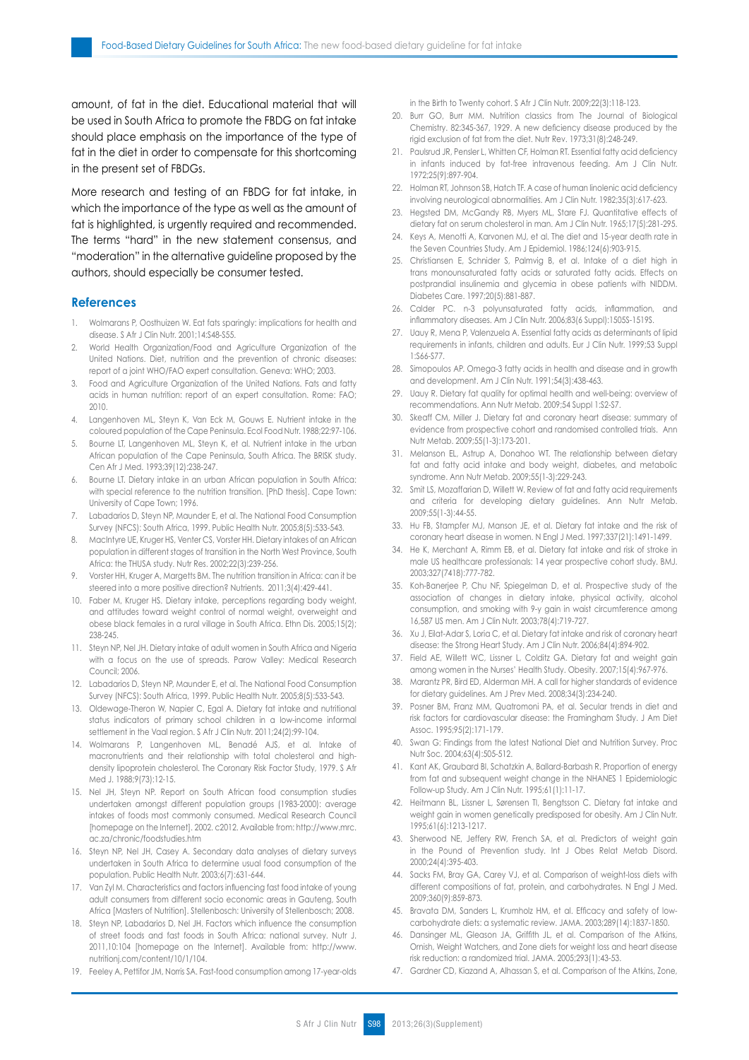amount, of fat in the diet. Educational material that will be used in South Africa to promote the FBDG on fat intake should place emphasis on the importance of the type of fat in the diet in order to compensate for this shortcoming in the present set of FBDGs.

More research and testing of an FBDG for fat intake, in which the importance of the type as well as the amount of fat is highlighted, is urgently required and recommended. The terms "hard" in the new statement consensus, and "moderation" in the alternative guideline proposed by the authors, should especially be consumer tested.

## References

1. Wolmarans P, Oosthuizen W. Eat fats sparingly: implications for health and disease. S Afr J Clin Nutr. 2001;14:S48-S55.
2. World Health Organization/Food and Agriculture Organization of the United Nations. Diet, nutrition and the prevention of chronic diseases: report of a joint WHO/FAO expert consultation. Geneva: WHO; 2003.
3. Food and Agriculture Organization of the United Nations. Fats and fatty acids in human nutrition: report of an expert consultation. Rome: FAO; 2010.
4. Langenhoven ML, Steyn K, Van Eck M, Gouws E. Nutrient intake in the coloured population of the Cape Peninsula. Ecol Food Nutr. 1988;22:97-106.
5. Bourne LT, Langenhoven ML, Steyn K, et al. Nutrient intake in the urban African population of the Cape Peninsula, South Africa. The BRISK study. Cen Afr J Med. 1993;39(12):238-247.
6. Bourne LT. Dietary intake in an urban African population in South Africa: with special reference to the nutrition transition. [PhD thesis]. Cape Town: University of Cape Town; 1996.
7. Labadarios D, Steyn NP, Maunder E, et al. The National Food Consumption Survey (NFCS): South Africa, 1999. Public Health Nutr. 2005;8(5):533-543.
8. MacIntyre UE, Kruger HS, Venter CS, Vorster HH. Dietary intakes of an African population in different stages of transition in the North West Province, South Africa: the THUSA study. Nutr Res. 2002;22(3):239-256.
9. Vorster HH, Kruger A, Margetts BM. The nutrition transition in Africa: can it be steered into a more positive direction? Nutrients. 2011;3(4):429-441.
10. Faber M, Kruger HS. Dietary intake, perceptions regarding body weight, and attitudes toward weight control of normal weight, overweight and obese black females in a rural village in South Africa. Ethn Dis. 2005;15(2):238-245.
11. Steyn NP, Nel JH. Dietary intake of adult women in South Africa and Nigeria with a focus on the use of spreads. Parow Valley: Medical Research Council; 2006.
12. Labadarios D, Steyn NP, Maunder E, et al. The National Food Consumption Survey (NFCS): South Africa, 1999. Public Health Nutr. 2005;8(5):533-543.
13. Oldewage-Theron W, Napier C, Egal A. Dietary fat intake and nutritional status indicators of primary school children in a low-income informal settlement in the Vaal region. S Afr J Clin Nutr. 2011;24(2):99-104.
14. Wolmarans P, Langenhoven ML, Benadé AJS, et al. Intake of macronutrients and their relationship with total cholesterol and high-density lipoprotein cholesterol. The Coronary Risk Factor Study, 1979. S Afr Med J. 1988;9(73):12-15.
15. Nel JH, Steyn NP. Report on South African food consumption studies undertaken amongst different population groups (1983-2000): average intakes of foods most commonly consumed. Medical Research Council [homepage on the Internet]. 2002. c2012. Available from: http://www.mrc.ac.za/chronic/foodstudies.htm
16. Steyn NP, Nel JH, Casey A. Secondary data analyses of dietary surveys undertaken in South Africa to determine usual food consumption of the population. Public Health Nutr. 2003;6(7):631-644.
17. Van Zyl M. Characteristics and factors influencing fast food intake of young adult consumers from different socio economic areas in Gauteng, South Africa [Masters of Nutrition]. Stellenbosch: University of Stellenbosch; 2008.
18. Steyn NP, Labadarios D, Nel JH. Factors which influence the consumption of street foods and fast foods in South Africa: national survey. Nutr J. 2011,10:104 [homepage on the Internet]. Available from: http://www.nutritionj.com/content/10/1/104.
19. Feeley A, Pettifor JM, Norris SA. Fast-food consumption among 17-year-olds in the Birth to Twenty cohort. S Afr J Clin Nutr. 2009;22(3):118-123.
20. Burr GO, Burr MM. Nutrition classics from The Journal of Biological Chemistry. 82:345-367, 1929. A new deficiency disease produced by the rigid exclusion of fat from the diet. Nutr Rev. 1973;31(8):248-249.
21. Paulsrud JR, Pensler L, Whitten CF, Holman RT. Essential fatty acid deficiency in infants induced by fat-free intravenous feeding. Am J Clin Nutr. 1972;25(9):897-904.
22. Holman RT, Johnson SB, Hatch TF. A case of human linolenic acid deficiency involving neurological abnormalities. Am J Clin Nutr. 1982;35(3):617-623.
23. Hegsted DM, McGandy RB, Myers ML, Stare FJ. Quantitative effects of dietary fat on serum cholesterol in man. Am J Clin Nutr. 1965;17(5):281-295.
24. Keys A, Menotti A, Karvonen MJ, et al. The diet and 15-year death rate in the Seven Countries Study. Am J Epidemiol. 1986;124(6):903-915.
25. Christiansen E, Schnider S, Palmvig B, et al. Intake of a diet high in trans monounsaturated fatty acids or saturated fatty acids. Effects on postprandial insulinemia and glycemia in obese patients with NIDDM. Diabetes Care. 1997;20(5):881-887.
26. Calder PC. n-3 polyunsaturated fatty acids, inflammation, and inflammatory diseases. Am J Clin Nutr. 2006;83(6 Suppl):1505S-1519S.
27. Uauy R, Mena P, Valenzuela A. Essential fatty acids as determinants of lipid requirements in infants, children and adults. Eur J Clin Nutr. 1999;53 Suppl 1:S66-S77.
28. Simopoulos AP. Omega-3 fatty acids in health and disease and in growth and development. Am J Clin Nutr. 1991;54(3):438-463.
29. Uauy R. Dietary fat quality for optimal health and well-being: overview of recommendations. Ann Nutr Metab. 2009;54 Suppl 1:S2-S7.
30. Skeaff CM, Miller J. Dietary fat and coronary heart disease: summary of evidence from prospective cohort and randomised controlled trials. Ann Nutr Metab. 2009;55(1-3):173-201.
31. Melanson EL, Astrup A, Donahoo WT. The relationship between dietary fat and fatty acid intake and body weight, diabetes, and metabolic syndrome. Ann Nutr Metab. 2009;55(1-3):229-243.
32. Smit LS, Mozaffarian D, Willett W. Review of fat and fatty acid requirements and criteria for developing dietary guidelines. Ann Nutr Metab. 2009;55(1-3):44-55.
33. Hu FB, Stampfer MJ, Manson JE, et al. Dietary fat intake and the risk of coronary heart disease in women. N Engl J Med. 1997;337(21):1491-1499.
34. He K, Merchant A, Rimm EB, et al. Dietary fat intake and risk of stroke in male US healthcare professionals: 14 year prospective cohort study. BMJ. 2003;327(7418):777-782.
35. Koh-Banerjee P, Chu NF, Spiegelman D, et al. Prospective study of the association of changes in dietary intake, physical activity, alcohol consumption, and smoking with 9-y gain in waist circumference among 16,587 US men. Am J Clin Nutr. 2003;78(4):719-727.
36. Xu J, Eilat-Adar S, Loria C, et al. Dietary fat intake and risk of coronary heart disease: the Strong Heart Study. Am J Clin Nutr. 2006;84(4):894-902.
37. Field AE, Willett WC, Lissner L, Colditz GA. Dietary fat and weight gain among women in the Nurses' Health Study. Obesity. 2007;15(4):967-976.
38. Marantz PR, Bird ED, Alderman MH. A call for higher standards of evidence for dietary guidelines. Am J Prev Med. 2008;34(3):234-240.
39. Posner BM, Franz MM, Quatromoni PA, et al. Secular trends in diet and risk factors for cardiovascular disease: the Framingham Study. J Am Diet Assoc. 1995;95(2):171-179.
40. Swan G: Findings from the latest National Diet and Nutrition Survey. Proc Nutr Soc. 2004;63(4):505-512.
41. Kant AK, Graubard BI, Schatzkin A, Ballard-Barbash R. Proportion of energy from fat and subsequent weight change in the NHANES 1 Epidemiologic Follow-up Study. Am J Clin Nutr. 1995;61(1):11-17.
42. Heitmann BL, Lissner L, Sørensen TI, Bengtsson C. Dietary fat intake and weight gain in women genetically predisposed for obesity. Am J Clin Nutr. 1995;61(6):1213-1217.
43. Sherwood NE, Jeffery RW, French SA, et al. Predictors of weight gain in the Pound of Prevention study. Int J Obes Relat Metab Disord. 2000;24(4):395-403.
44. Sacks FM, Bray GA, Carey VJ, et al. Comparison of weight-loss diets with different compositions of fat, protein, and carbohydrates. N Engl J Med. 2009;360(9):859-873.
45. Bravata DM, Sanders L, Krumholz HM, et al. Efficacy and safety of low-carbohydrate diets: a systematic review. JAMA. 2003;289(14):1837-1850.
46. Dansinger ML, Gleason JA, Griffith JL, et al. Comparison of the Atkins, Ornish, Weight Watchers, and Zone diets for weight loss and heart disease risk reduction: a randomized trial. JAMA. 2005;293(1):43-53.
47. Gardner CD, Kiazand A, Alhassan S, et al. Comparison of the Atkins, Zone,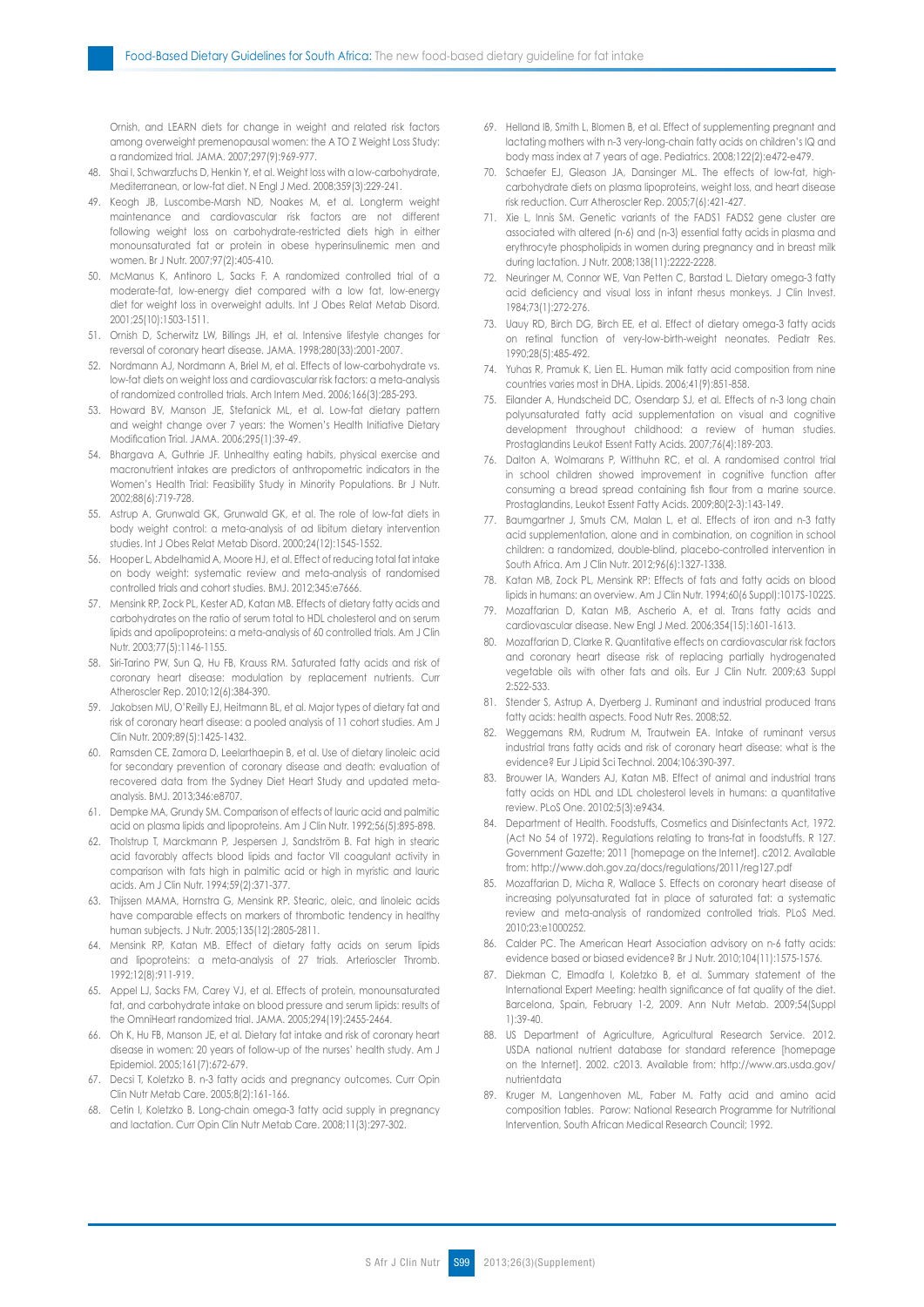Ornish, and LEARN diets for change in weight and related risk factors among overweight premenopausal women: the A TO Z Weight Loss Study: a randomized trial. JAMA. 2007;297(9):969-977.

48. Shai I, Schwarzfuchs D, Henkin Y, et al. Weight loss with a low-carbohydrate, Mediterranean, or low-fat diet. N Engl J Med. 2008;359(3):229-241.
49. Keogh JB, Luscombe-Marsh ND, Noakes M, et al. Longterm weight maintenance and cardiovascular risk factors are not different following weight loss on carbohydrate-restricted diets high in either monounsaturated fat or protein in obese hyperinsulinemic men and women. Br J Nutr. 2007;97(2):405-410.
50. McManus K, Antinoro L, Sacks F. A randomized controlled trial of a moderate-fat, low-energy diet compared with a low fat, low-energy diet for weight loss in overweight adults. Int J Obes Relat Metab Disord. 2001;25(10):1503-1511.
51. Ornish D, Scherwitz LW, Billings JH, et al. Intensive lifestyle changes for reversal of coronary heart disease. JAMA. 1998;280(33):2001-2007.
52. Nordmann AJ, Nordmann A, Briel M, et al. Effects of low-carbohydrate vs. low-fat diets on weight loss and cardiovascular risk factors: a meta-analysis of randomized controlled trials. Arch Intern Med. 2006;166(3):285-293.
53. Howard BV, Manson JE, Stefanick ML, et al. Low-fat dietary pattern and weight change over 7 years: the Women's Health Initiative Dietary Modification Trial. JAMA. 2006;295(1):39-49.
54. Bhargava A, Guthrie JF. Unhealthy eating habits, physical exercise and macronutrient intakes are predictors of anthropometric indicators in the Women's Health Trial: Feasibility Study in Minority Populations. Br J Nutr. 2002;88(6):719-728.
55. Astrup A, Grunwald GK, Grunwald GK, et al. The role of low-fat diets in body weight control: a meta-analysis of ad libitum dietary intervention studies. Int J Obes Relat Metab Disord. 2000;24(12):1545-1552.
56. Hooper L, Abdelhamid A, Moore HJ, et al. Effect of reducing total fat intake on body weight: systematic review and meta-analysis of randomised controlled trials and cohort studies. BMJ. 2012;345:e7666.
57. Mensink RP, Zock PL, Kester AD, Katan MB. Effects of dietary fatty acids and carbohydrates on the ratio of serum total to HDL cholesterol and on serum lipids and apolipoproteins: a meta-analysis of 60 controlled trials. Am J Clin Nutr. 2003;77(5):1146-1155.
58. Siri-Tarino PW, Sun Q, Hu FB, Krauss RM. Saturated fatty acids and risk of coronary heart disease: modulation by replacement nutrients. Curr Atheroscler Rep. 2010;12(6):384-390.
59. Jakobsen MU, O'Reilly EJ, Heitmann BL, et al. Major types of dietary fat and risk of coronary heart disease: a pooled analysis of 11 cohort studies. Am J Clin Nutr. 2009;89(5):1425-1432.
60. Ramsden CE, Zamora D, Leelarthaepin B, et al. Use of dietary linoleic acid for secondary prevention of coronary disease and death: evaluation of recovered data from the Sydney Diet Heart Study and updated meta-analysis. BMJ. 2013;346:e8707.
61. Dempke MA, Grundy SM. Comparison of effects of lauric acid and palmitic acid on plasma lipids and lipoproteins. Am J Clin Nutr. 1992;56(5):895-898.
62. Tholstrup T, Marckmann P, Jespersen J, Sandström B. Fat high in stearic acid favorably affects blood lipids and factor VII coagulant activity in comparison with fats high in palmitic acid or high in myristic and lauric acids. Am J Clin Nutr. 1994;59(2):371-377.
63. Thijssen MAMA, Hornstra G, Mensink RP. Stearic, oleic, and linoleic acids have comparable effects on markers of thrombotic tendency in healthy human subjects. J Nutr. 2005;135(12):2805-2811.
64. Mensink RP, Katan MB. Effect of dietary fatty acids on serum lipids and lipoproteins: a meta-analysis of 27 trials. Arterioscler Thromb. 1992;12(8):911-919.
65. Appel LJ, Sacks FM, Carey VJ, et al. Effects of protein, monounsaturated fat, and carbohydrate intake on blood pressure and serum lipids: results of the OmniHeart randomized trial. JAMA. 2005;294(19):2455-2464.
66. Oh K, Hu FB, Manson JE, et al. Dietary fat intake and risk of coronary heart disease in women: 20 years of follow-up of the nurses' health study. Am J Epidemiol. 2005;161(7):672-679.
67. Decsi T, Koletzko B. n-3 fatty acids and pregnancy outcomes. Curr Opin Clin Nutr Metab Care. 2005;8(2):161-166.
68. Cetin I, Koletzko B. Long-chain omega-3 fatty acid supply in pregnancy and lactation. Curr Opin Clin Nutr Metab Care. 2008;11(3):297-302.
69. Helland IB, Smith L, Blomen B, et al. Effect of supplementing pregnant and lactating mothers with n-3 very-long-chain fatty acids on children's IQ and body mass index at 7 years of age. Pediatrics. 2008;122(2):e472-e479.
70. Schaefer EJ, Gleason JA, Dansinger ML. The effects of low-fat, high-carbohydrate diets on plasma lipoproteins, weight loss, and heart disease risk reduction. Curr Atheroscler Rep. 2005;7(6):421-427.
71. Xie L, Innis SM. Genetic variants of the FADS1 FADS2 gene cluster are associated with altered (n-6) and (n-3) essential fatty acids in plasma and erythrocyte phospholipids in women during pregnancy and in breast milk during lactation. J Nutr. 2008;138(11):2222-2228.
72. Neuringer M, Connor WE, Van Petten C, Barstad L. Dietary omega-3 fatty acid deficiency and visual loss in infant rhesus monkeys. J Clin Invest. 1984;73(1):272-276.
73. Uauy RD, Birch DG, Birch EE, et al. Effect of dietary omega-3 fatty acids on retinal function of very-low-birth-weight neonates. Pediatr Res. 1990;28(5):485-492.
74. Yuhas R, Pramuk K, Lien EL. Human milk fatty acid composition from nine countries varies most in DHA. Lipids. 2006;41(9):851-858.
75. Eilander A, Hundscheid DC, Osendarp SJ, et al. Effects of n-3 long chain polyunsaturated fatty acid supplementation on visual and cognitive development throughout childhood: a review of human studies. Prostaglandins Leukot Essent Fatty Acids. 2007;76(4):189-203.
76. Dalton A, Wolmarans P, Witthuhn RC, et al. A randomised control trial in school children showed improvement in cognitive function after consuming a bread spread containing fish flour from a marine source. Prostaglandins, Leukot Essent Fatty Acids. 2009;80(2-3):143-149.
77. Baumgartner J, Smuts CM, Malan L, et al. Effects of iron and n-3 fatty acid supplementation, alone and in combination, on cognition in school children: a randomized, double-blind, placebo-controlled intervention in South Africa. Am J Clin Nutr. 2012;96(6):1327-1338.
78. Katan MB, Zock PL, Mensink RP: Effects of fats and fatty acids on blood lipids in humans: an overview. Am J Clin Nutr. 1994;60(6 Suppl):1017S-1022S.
79. Mozaffarian D, Katan MB, Ascherio A, et al. Trans fatty acids and cardiovascular disease. New Engl J Med. 2006;354(15):1601-1613.
80. Mozaffarian D, Clarke R. Quantitative effects on cardiovascular risk factors and coronary heart disease risk of replacing partially hydrogenated vegetable oils with other fats and oils. Eur J Clin Nutr. 2009;63 Suppl 2:S22-S33.
81. Stender S, Astrup A, Dyerberg J. Ruminant and industrial produced trans fatty acids: health aspects. Food Nutr Res. 2008;52.
82. Weggemans RM, Rudrum M, Trautwein EA. Intake of ruminant versus industrial trans fatty acids and risk of coronary heart disease: what is the evidence? Eur J Lipid Sci Technol. 2004;106:390-397.
83. Brouwer IA, Wanders AJ, Katan MB. Effect of animal and industrial trans fatty acids on HDL and LDL cholesterol levels in humans: a quantitative review. PLoS One. 2010;5(3):e9434.
84. Department of Health. Foodstuffs, Cosmetics and Disinfectants Act, 1972. (Act No 54 of 1972). Regulations relating to trans-fat in foodstuffs. R 127. Government Gazette; 2011 [homepage on the Internet]. c2012. Available from: http://www.doh.gov.za/docs/regulations/2011/reg127.pdf
85. Mozaffarian D, Micha R, Wallace S. Effects on coronary heart disease of increasing polyunsaturated fat in place of saturated fat: a systematic review and meta-analysis of randomized controlled trials. PLoS Med. 2010;23:e1000252.
86. Calder PC. The American Heart Association advisory on n-6 fatty acids: evidence based or biased evidence? Br J Nutr. 2010;104(11):1575-1576.
87. Diekman C, Elmadfa I, Koletzko B, et al. Summary statement of the International Expert Meeting: health significance of fat quality of the diet. Barcelona, Spain, February 1-2, 2009. Ann Nutr Metab. 2009;54(Suppl 1):39-40.
88. US Department of Agriculture, Agricultural Research Service. 2012. USDA national nutrient database for standard reference [homepage on the Internet]. 2002. c2013. Available from: http://www.ars.usda.gov/nutrientdata
89. Kruger M, Langenhoven ML, Faber M. Fatty acid and amino acid composition tables. Parow: National Research Programme for Nutritional Intervention, South African Medical Research Council; 1992.